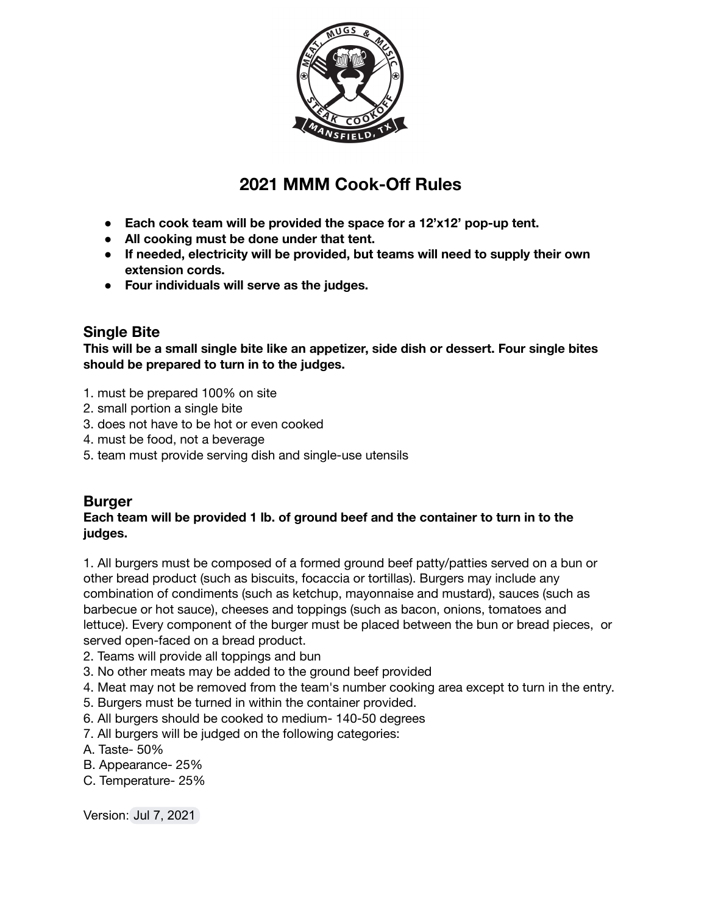# 2021 MMM Cook-Off Rules

- **Each cook team will be provided the space for a 12'x12' pop-up tent.**
- **All cooking must be done under that tent.**
- **If needed, electricity will be provided, but teams will need to supply their own extension cords.**
- **Four individuals will serve as the judges.**

## Single Bite

**This will be a small single bite like an appetizer, side dish or dessert. Four single bites should be prepared to turn in to the judges.**

1. must be prepared 100% on site
2. small portion a single bite
3. does not have to be hot or even cooked
4. must be food, not a beverage
5. team must provide serving dish and single-use utensils

## Burger

**Each team will be provided 1 lb. of ground beef and the container to turn in to the judges.**

1. All burgers must be composed of a formed ground beef patty/patties served on a bun or other bread product (such as biscuits, focaccia or tortillas). Burgers may include any combination of condiments (such as ketchup, mayonnaise and mustard), sauces (such as barbecue or hot sauce), cheeses and toppings (such as bacon, onions, tomatoes and lettuce). Every component of the burger must be placed between the bun or bread pieces, or served open-faced on a bread product.
2. Teams will provide all toppings and bun
3. No other meats may be added to the ground beef provided
4. Meat may not be removed from the team's number cooking area except to turn in the entry.
5. Burgers must be turned in within the container provided.
6. All burgers should be cooked to medium- 140-50 degrees
7. All burgers will be judged on the following categories:

A. Taste- 50%
B. Appearance- 25%
C. Temperature- 25%

Version: Jul 7, 2021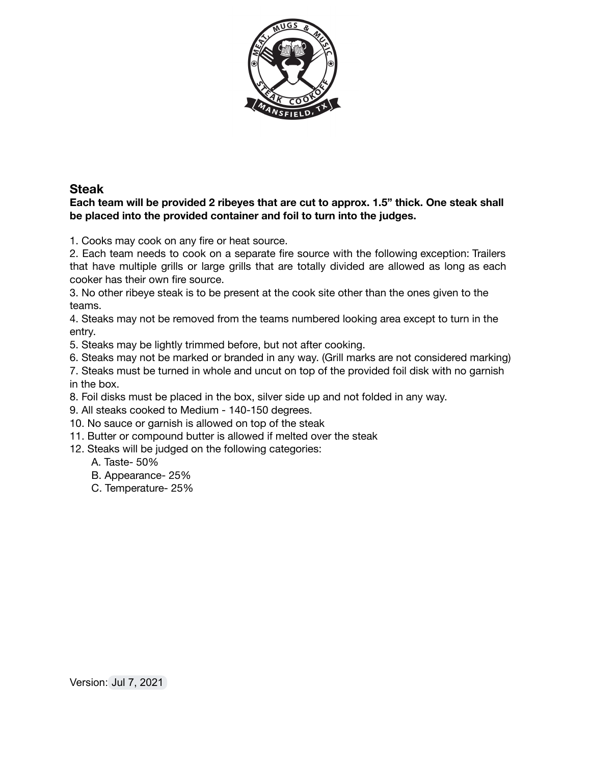## Steak

**Each team will be provided 2 ribeyes that are cut to approx. 1.5" thick. One steak shall be placed into the provided container and foil to turn into the judges.**

1. Cooks may cook on any fire or heat source.
2. Each team needs to cook on a separate fire source with the following exception: Trailers that have multiple grills or large grills that are totally divided are allowed as long as each cooker has their own fire source.
3. No other ribeye steak is to be present at the cook site other than the ones given to the teams.
4. Steaks may not be removed from the teams numbered looking area except to turn in the entry.
5. Steaks may be lightly trimmed before, but not after cooking.
6. Steaks may not be marked or branded in any way. (Grill marks are not considered marking)
7. Steaks must be turned in whole and uncut on top of the provided foil disk with no garnish in the box.
8. Foil disks must be placed in the box, silver side up and not folded in any way.
9. All steaks cooked to Medium - 140-150 degrees.
10. No sauce or garnish is allowed on top of the steak
11. Butter or compound butter is allowed if melted over the steak
12. Steaks will be judged on the following categories:
    - A. Taste- 50%
    - B. Appearance- 25%
    - C. Temperature- 25%

Version: Jul 7, 2021